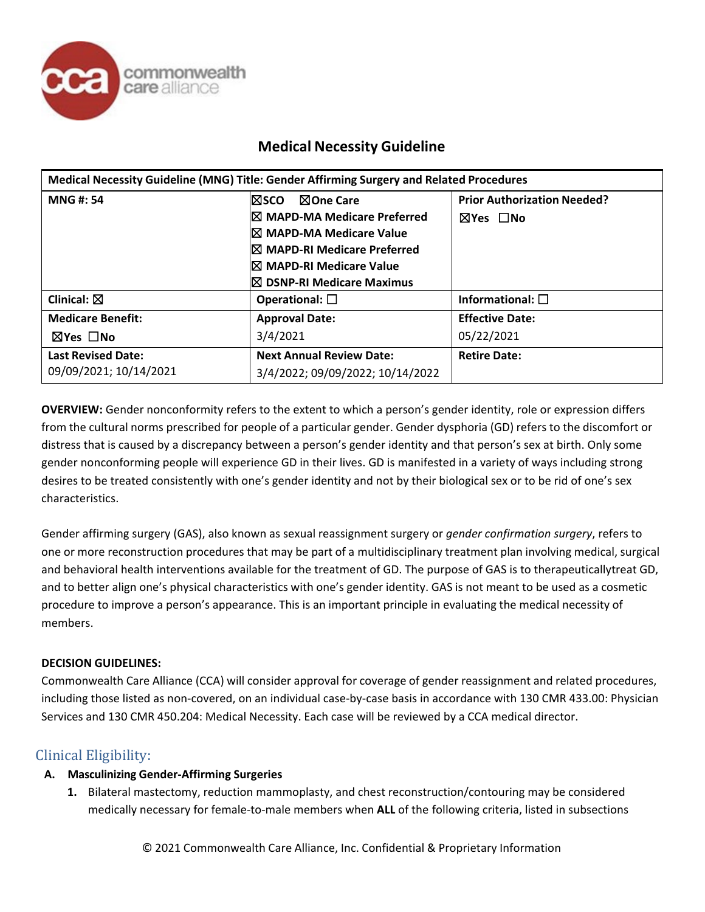# Medical Necessity Guideline

| Medical Necessity Guideline (MNG) Title: Gender Affirming Surgery and Related Procedures | | |
|---|---|---|
| **MNG #: 54** | ☒**SCO** ☒**One Care**<br>☒ **MAPD-MA Medicare Preferred**<br>☒ **MAPD-MA Medicare Value**<br>☒ **MAPD-RI Medicare Preferred**<br>☒ **MAPD-RI Medicare Value**<br>☒ **DSNP-RI Medicare Maximus** | **Prior Authorization Needed?**<br>☒**Yes** ☐**No** |
| **Clinical:** ☒ | **Operational:** ☐ | **Informational:** ☐ |
| **Medicare Benefit:**<br>☒**Yes** ☐**No** | **Approval Date:**<br>3/4/2021 | **Effective Date:**<br>05/22/2021 |
| **Last Revised Date:**<br>09/09/2021; 10/14/2021 | **Next Annual Review Date:**<br>3/4/2022; 09/09/2022; 10/14/2022 | **Retire Date:** |

**OVERVIEW:** Gender nonconformity refers to the extent to which a person's gender identity, role or expression differs from the cultural norms prescribed for people of a particular gender. Gender dysphoria (GD) refers to the discomfort or distress that is caused by a discrepancy between a person's gender identity and that person's sex at birth. Only some gender nonconforming people will experience GD in their lives. GD is manifested in a variety of ways including strong desires to be treated consistently with one's gender identity and not by their biological sex or to be rid of one's sex characteristics.

Gender affirming surgery (GAS), also known as sexual reassignment surgery or *gender confirmation surgery*, refers to one or more reconstruction procedures that may be part of a multidisciplinary treatment plan involving medical, surgical and behavioral health interventions available for the treatment of GD. The purpose of GAS is to therapeuticallytreat GD, and to better align one's physical characteristics with one's gender identity. GAS is not meant to be used as a cosmetic procedure to improve a person's appearance. This is an important principle in evaluating the medical necessity of members.

**DECISION GUIDELINES:**

Commonwealth Care Alliance (CCA) will consider approval for coverage of gender reassignment and related procedures, including those listed as non-covered, on an individual case-by-case basis in accordance with 130 CMR 433.00: Physician Services and 130 CMR 450.204: Medical Necessity. Each case will be reviewed by a CCA medical director.

## Clinical Eligibility:

**A. Masculinizing Gender-Affirming Surgeries**

1. Bilateral mastectomy, reduction mammoplasty, and chest reconstruction/contouring may be considered medically necessary for female-to-male members when **ALL** of the following criteria, listed in subsections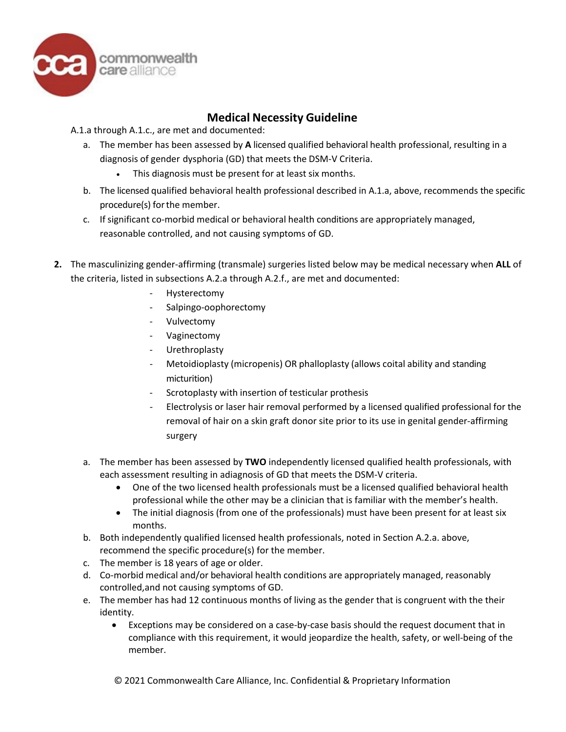## Medical Necessity Guideline

A.1.a through A.1.c., are met and documented:

a. The member has been assessed by **A** licensed qualified behavioral health professional, resulting in a diagnosis of gender dysphoria (GD) that meets the DSM-V Criteria.
   - This diagnosis must be present for at least six months.

b. The licensed qualified behavioral health professional described in A.1.a, above, recommends the specific procedure(s) for the member.

c. If significant co-morbid medical or behavioral health conditions are appropriately managed, reasonable controlled, and not causing symptoms of GD.

**2.** The masculinizing gender-affirming (transmale) surgeries listed below may be medical necessary when **ALL** of the criteria, listed in subsections A.2.a through A.2.f., are met and documented:

- Hysterectomy
- Salpingo-oophorectomy
- Vulvectomy
- Vaginectomy
- Urethroplasty
- Metoidioplasty (micropenis) OR phalloplasty (allows coital ability and standing micturition)
- Scrotoplasty with insertion of testicular prothesis
- Electrolysis or laser hair removal performed by a licensed qualified professional for the removal of hair on a skin graft donor site prior to its use in genital gender-affirming surgery

a. The member has been assessed by **TWO** independently licensed qualified health professionals, with each assessment resulting in adiagnosis of GD that meets the DSM-V criteria.
   - One of the two licensed health professionals must be a licensed qualified behavioral health professional while the other may be a clinician that is familiar with the member's health.
   - The initial diagnosis (from one of the professionals) must have been present for at least six months.

b. Both independently qualified licensed health professionals, noted in Section A.2.a. above, recommend the specific procedure(s) for the member.

c. The member is 18 years of age or older.

d. Co-morbid medical and/or behavioral health conditions are appropriately managed, reasonably controlled,and not causing symptoms of GD.

e. The member has had 12 continuous months of living as the gender that is congruent with the their identity.
   - Exceptions may be considered on a case-by-case basis should the request document that in compliance with this requirement, it would jeopardize the health, safety, or well-being of the member.

© 2021 Commonwealth Care Alliance, Inc. Confidential & Proprietary Information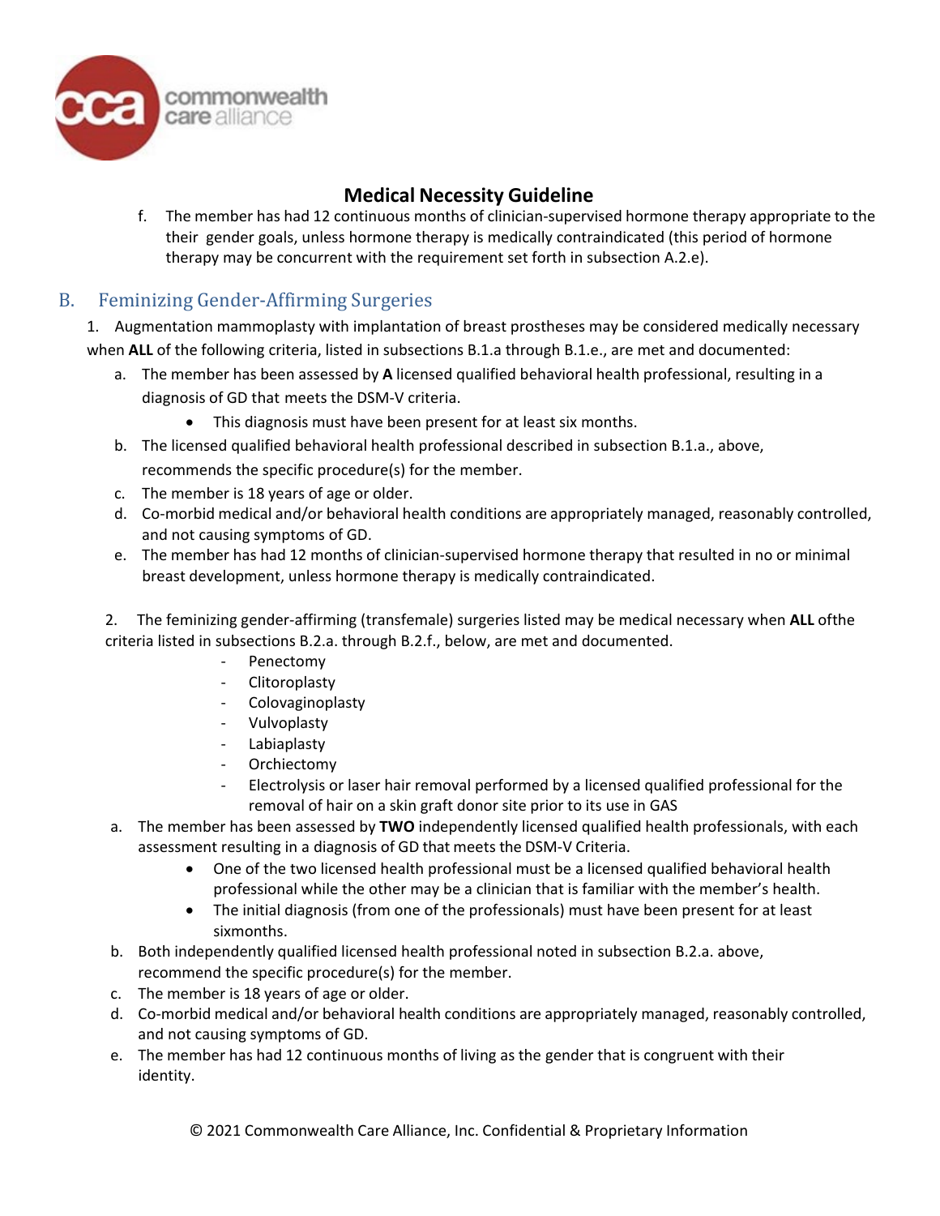**Medical Necessity Guideline**

f. The member has had 12 continuous months of clinician-supervised hormone therapy appropriate to the their gender goals, unless hormone therapy is medically contraindicated (this period of hormone therapy may be concurrent with the requirement set forth in subsection A.2.e).

## B. Feminizing Gender-Affirming Surgeries

1. Augmentation mammoplasty with implantation of breast prostheses may be considered medically necessary when **ALL** of the following criteria, listed in subsections B.1.a through B.1.e., are met and documented:

   a. The member has been assessed by **A** licensed qualified behavioral health professional, resulting in a diagnosis of GD that meets the DSM-V criteria.
      - This diagnosis must have been present for at least six months.

   b. The licensed qualified behavioral health professional described in subsection B.1.a., above, recommends the specific procedure(s) for the member.

   c. The member is 18 years of age or older.

   d. Co-morbid medical and/or behavioral health conditions are appropriately managed, reasonably controlled, and not causing symptoms of GD.

   e. The member has had 12 months of clinician-supervised hormone therapy that resulted in no or minimal breast development, unless hormone therapy is medically contraindicated.

2. The feminizing gender-affirming (transfemale) surgeries listed may be medical necessary when **ALL** ofthe criteria listed in subsections B.2.a. through B.2.f., below, are met and documented.
   - Penectomy
   - Clitoroplasty
   - Colovaginoplasty
   - Vulvoplasty
   - Labiaplasty
   - Orchiectomy
   - Electrolysis or laser hair removal performed by a licensed qualified professional for the removal of hair on a skin graft donor site prior to its use in GAS

   a. The member has been assessed by **TWO** independently licensed qualified health professionals, with each assessment resulting in a diagnosis of GD that meets the DSM-V Criteria.
      - One of the two licensed health professional must be a licensed qualified behavioral health professional while the other may be a clinician that is familiar with the member's health.
      - The initial diagnosis (from one of the professionals) must have been present for at least sixmonths.

   b. Both independently qualified licensed health professional noted in subsection B.2.a. above, recommend the specific procedure(s) for the member.

   c. The member is 18 years of age or older.

   d. Co-morbid medical and/or behavioral health conditions are appropriately managed, reasonably controlled, and not causing symptoms of GD.

   e. The member has had 12 continuous months of living as the gender that is congruent with their identity.

© 2021 Commonwealth Care Alliance, Inc. Confidential & Proprietary Information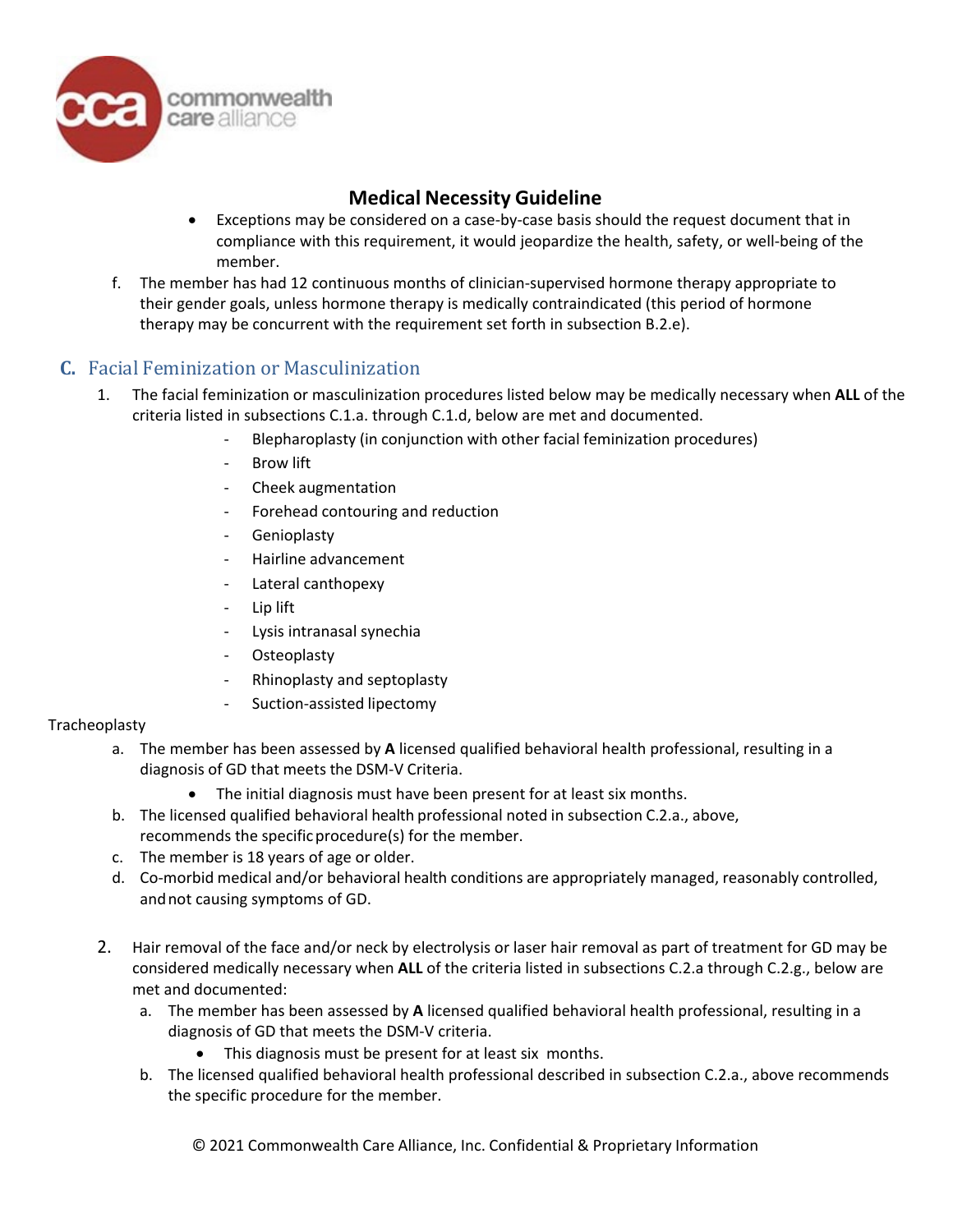## Medical Necessity Guideline

- Exceptions may be considered on a case-by-case basis should the request document that in compliance with this requirement, it would jeopardize the health, safety, or well-being of the member.

f. The member has had 12 continuous months of clinician-supervised hormone therapy appropriate to their gender goals, unless hormone therapy is medically contraindicated (this period of hormone therapy may be concurrent with the requirement set forth in subsection B.2.e).

### C. Facial Feminization or Masculinization

1. The facial feminization or masculinization procedures listed below may be medically necessary when **ALL** of the criteria listed in subsections C.1.a. through C.1.d, below are met and documented.
   - Blepharoplasty (in conjunction with other facial feminization procedures)
   - Brow lift
   - Cheek augmentation
   - Forehead contouring and reduction
   - Genioplasty
   - Hairline advancement
   - Lateral canthopexy
   - Lip lift
   - Lysis intranasal synechia
   - Osteoplasty
   - Rhinoplasty and septoplasty
   - Suction-assisted lipectomy

Tracheoplasty

   a. The member has been assessed by **A** licensed qualified behavioral health professional, resulting in a diagnosis of GD that meets the DSM-V Criteria.
      - The initial diagnosis must have been present for at least six months.
   b. The licensed qualified behavioral health professional noted in subsection C.2.a., above, recommends the specific procedure(s) for the member.
   c. The member is 18 years of age or older.
   d. Co-morbid medical and/or behavioral health conditions are appropriately managed, reasonably controlled, and not causing symptoms of GD.

2. Hair removal of the face and/or neck by electrolysis or laser hair removal as part of treatment for GD may be considered medically necessary when **ALL** of the criteria listed in subsections C.2.a through C.2.g., below are met and documented:
   a. The member has been assessed by **A** licensed qualified behavioral health professional, resulting in a diagnosis of GD that meets the DSM-V criteria.
      - This diagnosis must be present for at least six months.
   b. The licensed qualified behavioral health professional described in subsection C.2.a., above recommends the specific procedure for the member.

© 2021 Commonwealth Care Alliance, Inc. Confidential & Proprietary Information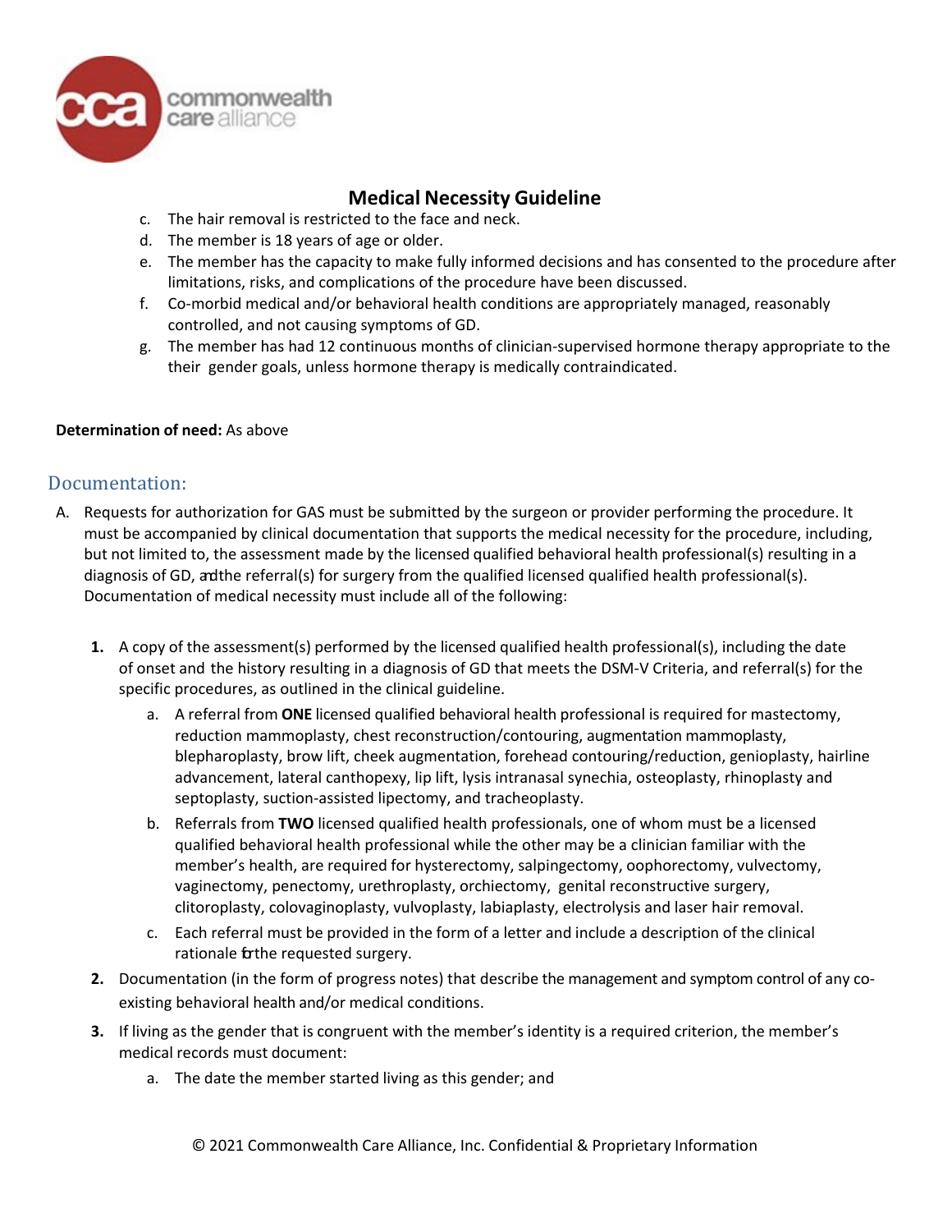c. The hair removal is restricted to the face and neck.
d. The member is 18 years of age or older.
e. The member has the capacity to make fully informed decisions and has consented to the procedure after limitations, risks, and complications of the procedure have been discussed.
f. Co-morbid medical and/or behavioral health conditions are appropriately managed, reasonably controlled, and not causing symptoms of GD.
g. The member has had 12 continuous months of clinician-supervised hormone therapy appropriate to the their gender goals, unless hormone therapy is medically contraindicated.

**Determination of need:** As above

## Documentation:

A. Requests for authorization for GAS must be submitted by the surgeon or provider performing the procedure. It must be accompanied by clinical documentation that supports the medical necessity for the procedure, including, but not limited to, the assessment made by the licensed qualified behavioral health professional(s) resulting in a diagnosis of GD, and the referral(s) for surgery from the qualified licensed qualified health professional(s). Documentation of medical necessity must include all of the following:

1. A copy of the assessment(s) performed by the licensed qualified health professional(s), including the date of onset and the history resulting in a diagnosis of GD that meets the DSM-V Criteria, and referral(s) for the specific procedures, as outlined in the clinical guideline.
   a. A referral from **ONE** licensed qualified behavioral health professional is required for mastectomy, reduction mammoplasty, chest reconstruction/contouring, augmentation mammoplasty, blepharoplasty, brow lift, cheek augmentation, forehead contouring/reduction, genioplasty, hairline advancement, lateral canthopexy, lip lift, lysis intranasal synechia, osteoplasty, rhinoplasty and septoplasty, suction-assisted lipectomy, and tracheoplasty.
   b. Referrals from **TWO** licensed qualified health professionals, one of whom must be a licensed qualified behavioral health professional while the other may be a clinician familiar with the member's health, are required for hysterectomy, salpingectomy, oophorectomy, vulvectomy, vaginectomy, penectomy, urethroplasty, orchiectomy, genital reconstructive surgery, clitoroplasty, colovaginoplasty, vulvoplasty, labiaplasty, electrolysis and laser hair removal.
   c. Each referral must be provided in the form of a letter and include a description of the clinical rationale for the requested surgery.
2. Documentation (in the form of progress notes) that describe the management and symptom control of any co-existing behavioral health and/or medical conditions.
3. If living as the gender that is congruent with the member's identity is a required criterion, the member's medical records must document:
   a. The date the member started living as this gender; and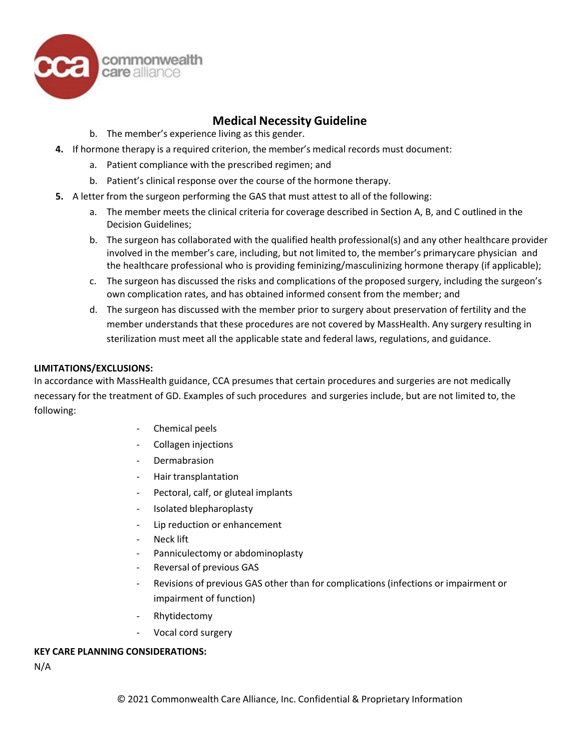# Medical Necessity Guideline

   b. The member's experience living as this gender.

4. If hormone therapy is a required criterion, the member's medical records must document:
   a. Patient compliance with the prescribed regimen; and
   b. Patient's clinical response over the course of the hormone therapy.
5. A letter from the surgeon performing the GAS that must attest to all of the following:
   a. The member meets the clinical criteria for coverage described in Section A, B, and C outlined in the Decision Guidelines;
   b. The surgeon has collaborated with the qualified health professional(s) and any other healthcare provider involved in the member's care, including, but not limited to, the member's primarycare physician and the healthcare professional who is providing feminizing/masculinizing hormone therapy (if applicable);
   c. The surgeon has discussed the risks and complications of the proposed surgery, including the surgeon's own complication rates, and has obtained informed consent from the member; and
   d. The surgeon has discussed with the member prior to surgery about preservation of fertility and the member understands that these procedures are not covered by MassHealth. Any surgery resulting in sterilization must meet all the applicable state and federal laws, regulations, and guidance.

**LIMITATIONS/EXCLUSIONS:**

In accordance with MassHealth guidance, CCA presumes that certain procedures and surgeries are not medically necessary for the treatment of GD. Examples of such procedures and surgeries include, but are not limited to, the following:

- Chemical peels
- Collagen injections
- Dermabrasion
- Hair transplantation
- Pectoral, calf, or gluteal implants
- Isolated blepharoplasty
- Lip reduction or enhancement
- Neck lift
- Panniculectomy or abdominoplasty
- Reversal of previous GAS
- Revisions of previous GAS other than for complications (infections or impairment or impairment of function)
- Rhytidectomy
- Vocal cord surgery

**KEY CARE PLANNING CONSIDERATIONS:**

N/A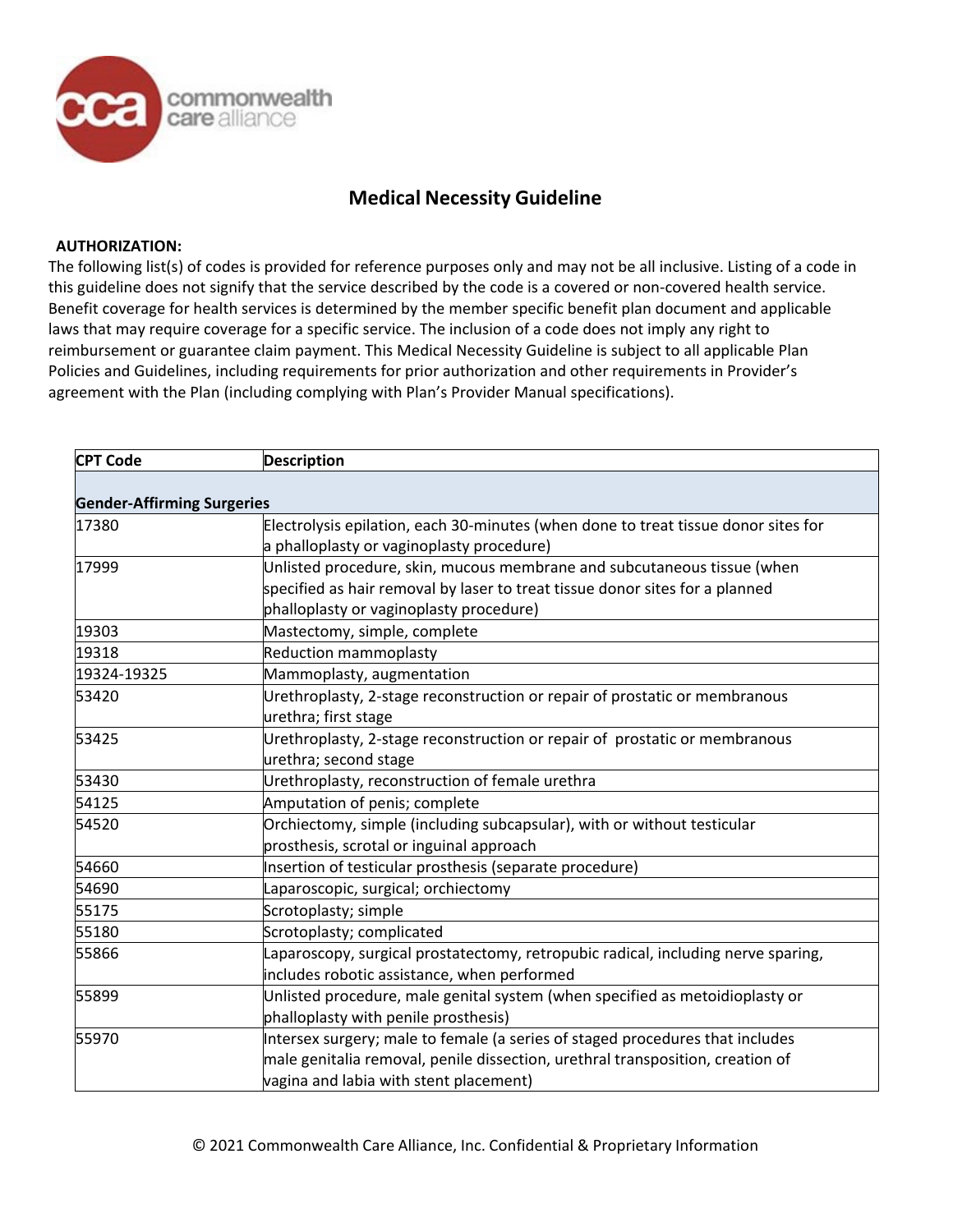# Medical Necessity Guideline

**AUTHORIZATION:**

The following list(s) of codes is provided for reference purposes only and may not be all inclusive. Listing of a code in this guideline does not signify that the service described by the code is a covered or non-covered health service. Benefit coverage for health services is determined by the member specific benefit plan document and applicable laws that may require coverage for a specific service. The inclusion of a code does not imply any right to reimbursement or guarantee claim payment. This Medical Necessity Guideline is subject to all applicable Plan Policies and Guidelines, including requirements for prior authorization and other requirements in Provider's agreement with the Plan (including complying with Plan's Provider Manual specifications).

| CPT Code | Description |
|---|---|
| **Gender-Affirming Surgeries** | |
| 17380 | Electrolysis epilation, each 30-minutes (when done to treat tissue donor sites for a phalloplasty or vaginoplasty procedure) |
| 17999 | Unlisted procedure, skin, mucous membrane and subcutaneous tissue (when specified as hair removal by laser to treat tissue donor sites for a planned phalloplasty or vaginoplasty procedure) |
| 19303 | Mastectomy, simple, complete |
| 19318 | Reduction mammoplasty |
| 19324-19325 | Mammoplasty, augmentation |
| 53420 | Urethroplasty, 2-stage reconstruction or repair of prostatic or membranous urethra; first stage |
| 53425 | Urethroplasty, 2-stage reconstruction or repair of prostatic or membranous urethra; second stage |
| 53430 | Urethroplasty, reconstruction of female urethra |
| 54125 | Amputation of penis; complete |
| 54520 | Orchiectomy, simple (including subcapsular), with or without testicular prosthesis, scrotal or inguinal approach |
| 54660 | Insertion of testicular prosthesis (separate procedure) |
| 54690 | Laparoscopic, surgical; orchiectomy |
| 55175 | Scrotoplasty; simple |
| 55180 | Scrotoplasty; complicated |
| 55866 | Laparoscopy, surgical prostatectomy, retropubic radical, including nerve sparing, includes robotic assistance, when performed |
| 55899 | Unlisted procedure, male genital system (when specified as metoidioplasty or phalloplasty with penile prosthesis) |
| 55970 | Intersex surgery; male to female (a series of staged procedures that includes male genitalia removal, penile dissection, urethral transposition, creation of vagina and labia with stent placement) |

© 2021 Commonwealth Care Alliance, Inc. Confidential & Proprietary Information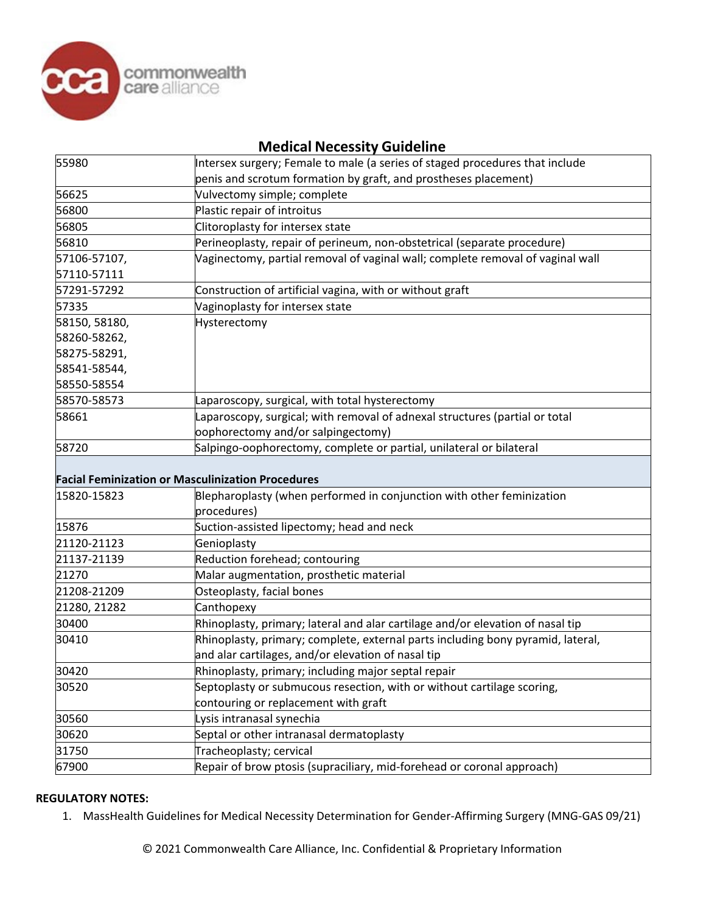## Medical Necessity Guideline

| | |
|---|---|
| 55980 | Intersex surgery; Female to male (a series of staged procedures that include penis and scrotum formation by graft, and prostheses placement) |
| 56625 | Vulvectomy simple; complete |
| 56800 | Plastic repair of introitus |
| 56805 | Clitoroplasty for intersex state |
| 56810 | Perineoplasty, repair of perineum, non-obstetrical (separate procedure) |
| 57106-57107, 57110-57111 | Vaginectomy, partial removal of vaginal wall; complete removal of vaginal wall |
| 57291-57292 | Construction of artificial vagina, with or without graft |
| 57335 | Vaginoplasty for intersex state |
| 58150, 58180, 58260-58262, 58275-58291, 58541-58544, 58550-58554 | Hysterectomy |
| 58570-58573 | Laparoscopy, surgical, with total hysterectomy |
| 58661 | Laparoscopy, surgical; with removal of adnexal structures (partial or total oophorectomy and/or salpingectomy) |
| 58720 | Salpingo-oophorectomy, complete or partial, unilateral or bilateral |
| **Facial Feminization or Masculinization Procedures** | |
| 15820-15823 | Blepharoplasty (when performed in conjunction with other feminization procedures) |
| 15876 | Suction-assisted lipectomy; head and neck |
| 21120-21123 | Genioplasty |
| 21137-21139 | Reduction forehead; contouring |
| 21270 | Malar augmentation, prosthetic material |
| 21208-21209 | Osteoplasty, facial bones |
| 21280, 21282 | Canthopexy |
| 30400 | Rhinoplasty, primary; lateral and alar cartilage and/or elevation of nasal tip |
| 30410 | Rhinoplasty, primary; complete, external parts including bony pyramid, lateral, and alar cartilages, and/or elevation of nasal tip |
| 30420 | Rhinoplasty, primary; including major septal repair |
| 30520 | Septoplasty or submucous resection, with or without cartilage scoring, contouring or replacement with graft |
| 30560 | Lysis intranasal synechia |
| 30620 | Septal or other intranasal dermatoplasty |
| 31750 | Tracheoplasty; cervical |
| 67900 | Repair of brow ptosis (supraciliary, mid-forehead or coronal approach) |

**REGULATORY NOTES:**

1. MassHealth Guidelines for Medical Necessity Determination for Gender-Affirming Surgery (MNG-GAS 09/21)

© 2021 Commonwealth Care Alliance, Inc. Confidential & Proprietary Information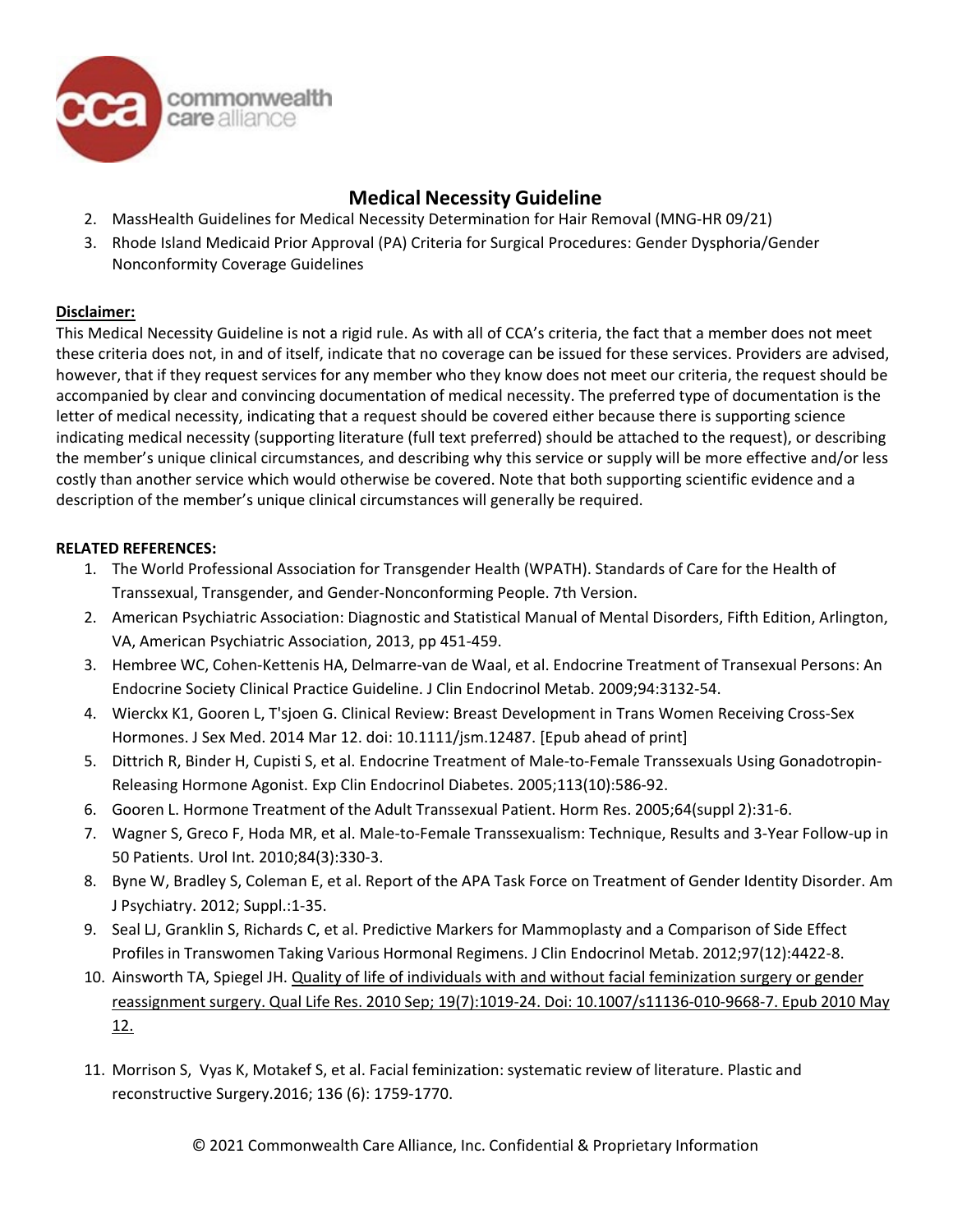2. MassHealth Guidelines for Medical Necessity Determination for Hair Removal (MNG-HR 09/21)
3. Rhode Island Medicaid Prior Approval (PA) Criteria for Surgical Procedures: Gender Dysphoria/Gender Nonconformity Coverage Guidelines

**Disclaimer:**

This Medical Necessity Guideline is not a rigid rule. As with all of CCA's criteria, the fact that a member does not meet these criteria does not, in and of itself, indicate that no coverage can be issued for these services. Providers are advised, however, that if they request services for any member who they know does not meet our criteria, the request should be accompanied by clear and convincing documentation of medical necessity. The preferred type of documentation is the letter of medical necessity, indicating that a request should be covered either because there is supporting science indicating medical necessity (supporting literature (full text preferred) should be attached to the request), or describing the member's unique clinical circumstances, and describing why this service or supply will be more effective and/or less costly than another service which would otherwise be covered. Note that both supporting scientific evidence and a description of the member's unique clinical circumstances will generally be required.

**RELATED REFERENCES:**

1. The World Professional Association for Transgender Health (WPATH). Standards of Care for the Health of Transsexual, Transgender, and Gender-Nonconforming People. 7th Version.
2. American Psychiatric Association: Diagnostic and Statistical Manual of Mental Disorders, Fifth Edition, Arlington, VA, American Psychiatric Association, 2013, pp 451-459.
3. Hembree WC, Cohen-Kettenis HA, Delmarre-van de Waal, et al. Endocrine Treatment of Transexual Persons: An Endocrine Society Clinical Practice Guideline. J Clin Endocrinol Metab. 2009;94:3132-54.
4. Wierckx K1, Gooren L, T'sjoen G. Clinical Review: Breast Development in Trans Women Receiving Cross-Sex Hormones. J Sex Med. 2014 Mar 12. doi: 10.1111/jsm.12487. [Epub ahead of print]
5. Dittrich R, Binder H, Cupisti S, et al. Endocrine Treatment of Male-to-Female Transsexuals Using Gonadotropin-Releasing Hormone Agonist. Exp Clin Endocrinol Diabetes. 2005;113(10):586-92.
6. Gooren L. Hormone Treatment of the Adult Transsexual Patient. Horm Res. 2005;64(suppl 2):31-6.
7. Wagner S, Greco F, Hoda MR, et al. Male-to-Female Transsexualism: Technique, Results and 3-Year Follow-up in 50 Patients. Urol Int. 2010;84(3):330-3.
8. Byne W, Bradley S, Coleman E, et al. Report of the APA Task Force on Treatment of Gender Identity Disorder. Am J Psychiatry. 2012; Suppl.:1-35.
9. Seal LJ, Granklin S, Richards C, et al. Predictive Markers for Mammoplasty and a Comparison of Side Effect Profiles in Transwomen Taking Various Hormonal Regimens. J Clin Endocrinol Metab. 2012;97(12):4422-8.
10. Ainsworth TA, Spiegel JH. Quality of life of individuals with and without facial feminization surgery or gender reassignment surgery. Qual Life Res. 2010 Sep; 19(7):1019-24. Doi: 10.1007/s11136-010-9668-7. Epub 2010 May 12.
11. Morrison S, Vyas K, Motakef S, et al. Facial feminization: systematic review of literature. Plastic and reconstructive Surgery.2016; 136 (6): 1759-1770.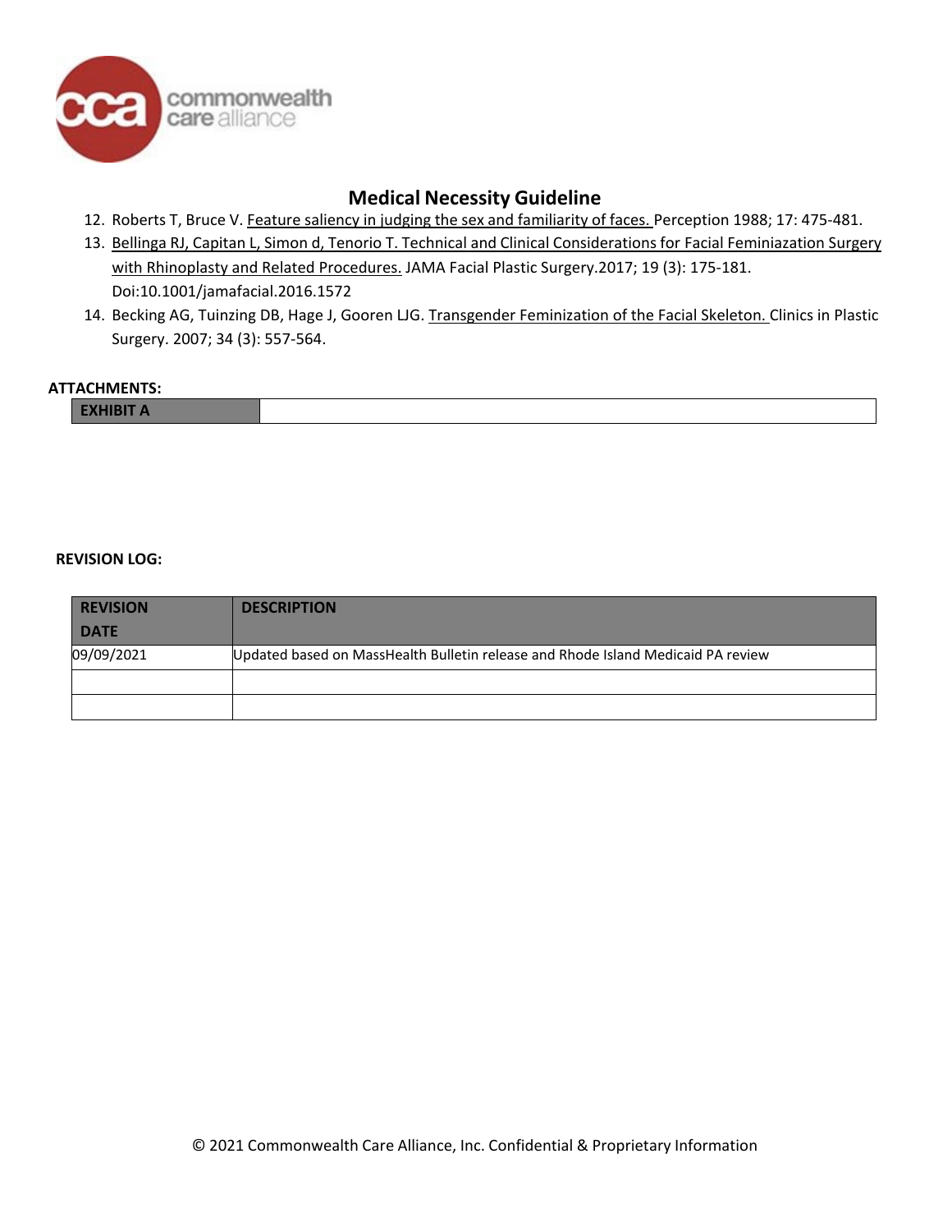## Medical Necessity Guideline

12. Roberts T, Bruce V. Feature saliency in judging the sex and familiarity of faces. Perception 1988; 17: 475-481.
13. Bellinga RJ, Capitan L, Simon d, Tenorio T. Technical and Clinical Considerations for Facial Feminiazation Surgery with Rhinoplasty and Related Procedures. JAMA Facial Plastic Surgery.2017; 19 (3): 175-181. Doi:10.1001/jamafacial.2016.1572
14. Becking AG, Tuinzing DB, Hage J, Gooren LJG. Transgender Feminization of the Facial Skeleton. Clinics in Plastic Surgery. 2007; 34 (3): 557-564.

**ATTACHMENTS:**

| EXHIBIT A | |
|---|---|

**REVISION LOG:**

| REVISION DATE | DESCRIPTION |
|---|---|
| 09/09/2021 | Updated based on MassHealth Bulletin release and Rhode Island Medicaid PA review |
| | |
| | |

© 2021 Commonwealth Care Alliance, Inc. Confidential & Proprietary Information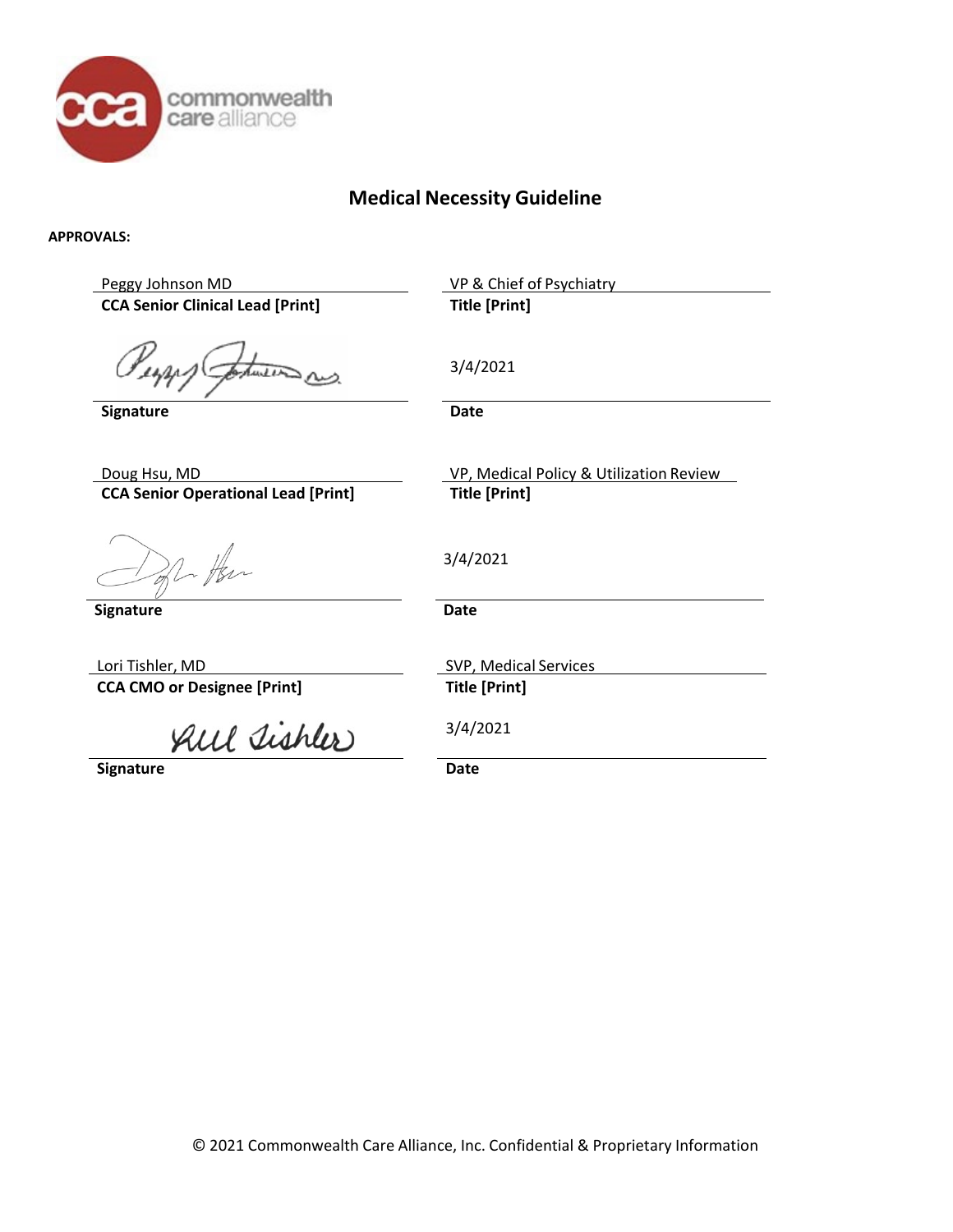# Medical Necessity Guideline

**APPROVALS:**

| | |
|---|---|
| Peggy Johnson MD | VP & Chief of Psychiatry |
| **CCA Senior Clinical Lead [Print]** | **Title [Print]** |
| | 3/4/2021 |
| **Signature** | **Date** |
| Doug Hsu, MD | VP, Medical Policy & Utilization Review |
| **CCA Senior Operational Lead [Print]** | **Title [Print]** |
| | 3/4/2021 |
| **Signature** | **Date** |
| Lori Tishler, MD | SVP, Medical Services |
| **CCA CMO or Designee [Print]** | **Title [Print]** |
| | 3/4/2021 |
| **Signature** | **Date** |

© 2021 Commonwealth Care Alliance, Inc. Confidential & Proprietary Information